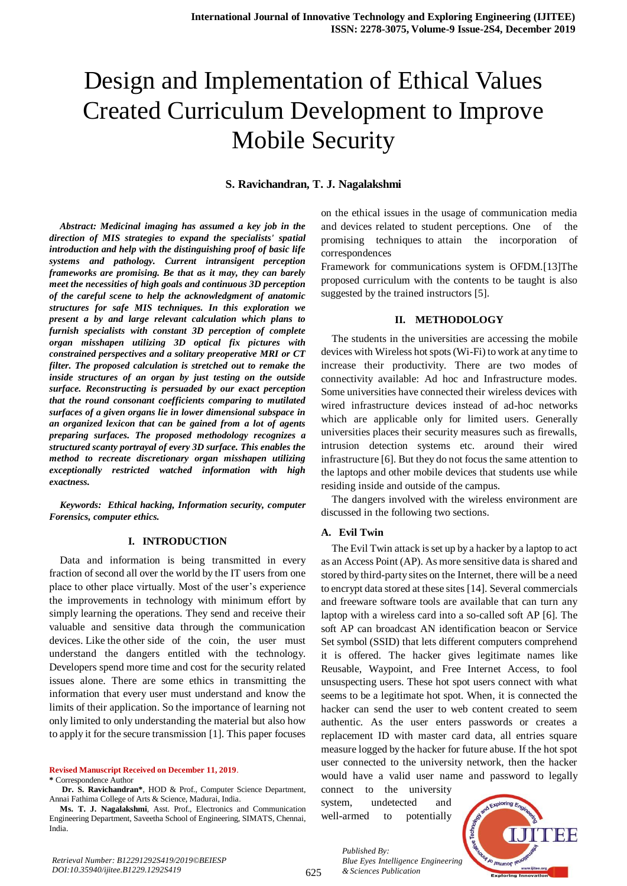# Design and Implementation of Ethical Values Created Curriculum Development to Improve Mobile Security

**S. Ravichandran, T. J. Nagalakshmi**

***Abstract: Medicinal imaging has assumed a key job in the direction of MIS strategies to expand the specialists' spatial introduction and help with the distinguishing proof of basic life systems and pathology. Current intransigent perception frameworks are promising. Be that as it may, they can barely meet the necessities of high goals and continuous 3D perception of the careful scene to help the acknowledgment of anatomic structures for safe MIS techniques. In this exploration we present a by and large relevant calculation which plans to furnish specialists with constant 3D perception of complete organ misshapen utilizing 3D optical fix pictures with constrained perspectives and a solitary preoperative MRI or CT filter. The proposed calculation is stretched out to remake the inside structures of an organ by just testing on the outside surface. Reconstructing is persuaded by our exact perception that the round consonant coefficients comparing to mutilated surfaces of a given organs lie in lower dimensional subspace in an organized lexicon that can be gained from a lot of agents preparing surfaces. The proposed methodology recognizes a structured scanty portrayal of every 3D surface. This enables the method to recreate discretionary organ misshapen utilizing exceptionally restricted watched information with high exactness.***

***Keywords: Ethical hacking, Information security, computer Forensics, computer ethics.***

## I. INTRODUCTION

Data and information is being transmitted in every fraction of second all over the world by the IT users from one place to other place virtually. Most of the user's experience the improvements in technology with minimum effort by simply learning the operations. They send and receive their valuable and sensitive data through the communication devices. Like the other side of the coin, the user must understand the dangers entitled with the technology. Developers spend more time and cost for the security related issues alone. There are some ethics in transmitting the information that every user must understand and know the limits of their application. So the importance of learning not only limited to only understanding the material but also how to apply it for the secure transmission [1]. This paper focuses on the ethical issues in the usage of communication media and devices related to student perceptions. One of the promising techniques to attain the incorporation of correspondences

Framework for communications system is OFDM.[13]The proposed curriculum with the contents to be taught is also suggested by the trained instructors [5].

## II. METHODOLOGY

The students in the universities are accessing the mobile devices with Wireless hot spots (Wi-Fi) to work at any time to increase their productivity. There are two modes of connectivity available: Ad hoc and Infrastructure modes. Some universities have connected their wireless devices with wired infrastructure devices instead of ad-hoc networks which are applicable only for limited users. Generally universities places their security measures such as firewalls, intrusion detection systems etc. around their wired infrastructure [6]. But they do not focus the same attention to the laptops and other mobile devices that students use while residing inside and outside of the campus.

The dangers involved with the wireless environment are discussed in the following two sections.

### A. Evil Twin

The Evil Twin attack is set up by a hacker by a laptop to act as an Access Point (AP). As more sensitive data is shared and stored by third-party sites on the Internet, there will be a need to encrypt data stored at these sites [14]. Several commercials and freeware software tools are available that can turn any laptop with a wireless card into a so-called soft AP [6]. The soft AP can broadcast AN identification beacon or Service Set symbol (SSID) that lets different computers comprehend it is offered. The hacker gives legitimate names like Reusable, Waypoint, and Free Internet Access, to fool unsuspecting users. These hot spot users connect with what seems to be a legitimate hot spot. When, it is connected the hacker can send the user to web content created to seem authentic. As the user enters passwords or creates a replacement ID with master card data, all entries square measure logged by the hacker for future abuse. If the hot spot user connected to the university network, then the hacker would have a valid user name and password to legally connect to the university system, undetected and well-armed to potentially

---

**Revised Manuscript Received on December 11, 2019.**

**\*** Correspondence Author

**Dr. S. Ravichandran\***, HOD & Prof., Computer Science Department, Annai Fathima College of Arts & Science, Madurai, India.

**Ms. T. J. Nagalakshmi**, Asst. Prof., Electronics and Communication Engineering Department, Saveetha School of Engineering, SIMATS, Chennai, India.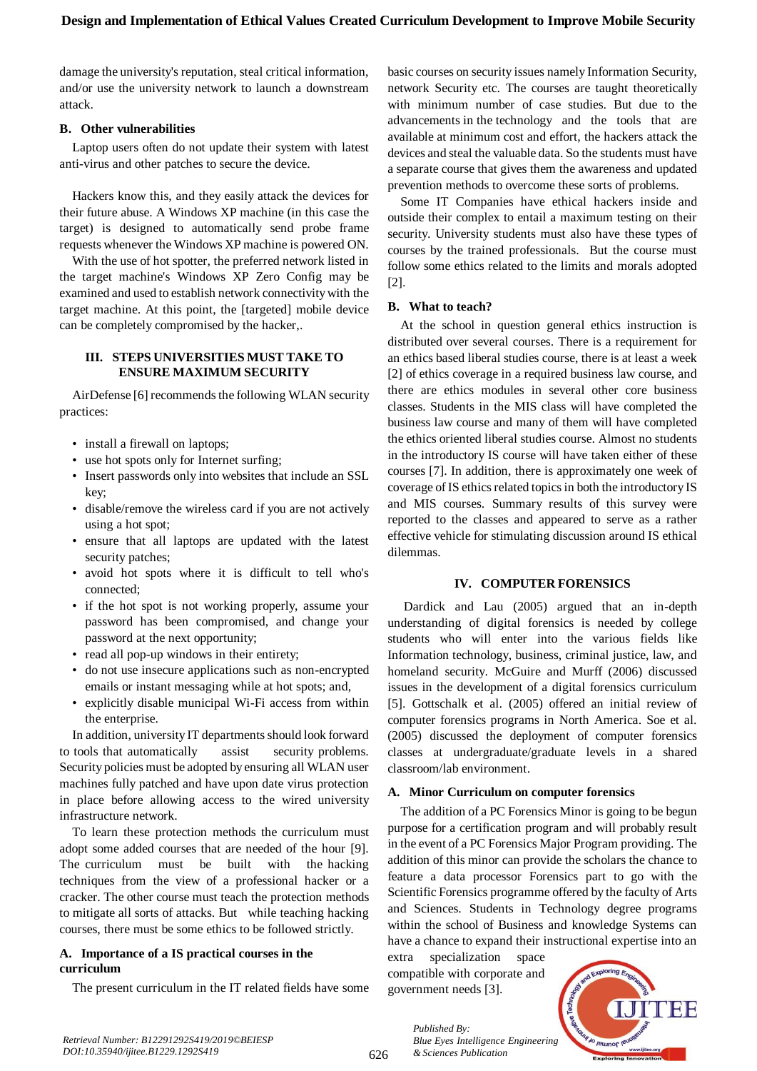damage the university's reputation, steal critical information, and/or use the university network to launch a downstream attack.

### B. Other vulnerabilities

Laptop users often do not update their system with latest anti-virus and other patches to secure the device.

Hackers know this, and they easily attack the devices for their future abuse. A Windows XP machine (in this case the target) is designed to automatically send probe frame requests whenever the Windows XP machine is powered ON.

With the use of hot spotter, the preferred network listed in the target machine's Windows XP Zero Config may be examined and used to establish network connectivity with the target machine. At this point, the [targeted] mobile device can be completely compromised by the hacker,.

## III. STEPS UNIVERSITIES MUST TAKE TO ENSURE MAXIMUM SECURITY

AirDefense [6] recommends the following WLAN security practices:

- install a firewall on laptops;
- use hot spots only for Internet surfing;
- Insert passwords only into websites that include an SSL key;
- disable/remove the wireless card if you are not actively using a hot spot;
- ensure that all laptops are updated with the latest security patches;
- avoid hot spots where it is difficult to tell who's connected;
- if the hot spot is not working properly, assume your password has been compromised, and change your password at the next opportunity;
- read all pop-up windows in their entirety;
- do not use insecure applications such as non-encrypted emails or instant messaging while at hot spots; and,
- explicitly disable municipal Wi-Fi access from within the enterprise.

In addition, university IT departments should look forward to tools that automatically assist security problems. Security policies must be adopted by ensuring all WLAN user machines fully patched and have upon date virus protection in place before allowing access to the wired university infrastructure network.

To learn these protection methods the curriculum must adopt some added courses that are needed of the hour [9]. The curriculum must be built with the hacking techniques from the view of a professional hacker or a cracker. The other course must teach the protection methods to mitigate all sorts of attacks. But while teaching hacking courses, there must be some ethics to be followed strictly.

### A. Importance of a IS practical courses in the curriculum

The present curriculum in the IT related fields have some basic courses on security issues namely Information Security, network Security etc. The courses are taught theoretically with minimum number of case studies. But due to the advancements in the technology and the tools that are available at minimum cost and effort, the hackers attack the devices and steal the valuable data. So the students must have a separate course that gives them the awareness and updated prevention methods to overcome these sorts of problems.

Some IT Companies have ethical hackers inside and outside their complex to entail a maximum testing on their security. University students must also have these types of courses by the trained professionals. But the course must follow some ethics related to the limits and morals adopted [2].

### B. What to teach?

At the school in question general ethics instruction is distributed over several courses. There is a requirement for an ethics based liberal studies course, there is at least a week [2] of ethics coverage in a required business law course, and there are ethics modules in several other core business classes. Students in the MIS class will have completed the business law course and many of them will have completed the ethics oriented liberal studies course. Almost no students in the introductory IS course will have taken either of these courses [7]. In addition, there is approximately one week of coverage of IS ethics related topics in both the introductory IS and MIS courses. Summary results of this survey were reported to the classes and appeared to serve as a rather effective vehicle for stimulating discussion around IS ethical dilemmas.

## IV. COMPUTER FORENSICS

Dardick and Lau (2005) argued that an in-depth understanding of digital forensics is needed by college students who will enter into the various fields like Information technology, business, criminal justice, law, and homeland security. McGuire and Murff (2006) discussed issues in the development of a digital forensics curriculum [5]. Gottschalk et al. (2005) offered an initial review of computer forensics programs in North America. Soe et al. (2005) discussed the deployment of computer forensics classes at undergraduate/graduate levels in a shared classroom/lab environment.

### A. Minor Curriculum on computer forensics

The addition of a PC Forensics Minor is going to be begun purpose for a certification program and will probably result in the event of a PC Forensics Major Program providing. The addition of this minor can provide the scholars the chance to feature a data processor Forensics part to go with the Scientific Forensics programme offered by the faculty of Arts and Sciences. Students in Technology degree programs within the school of Business and knowledge Systems can have a chance to expand their instructional expertise into an extra specialization space compatible with corporate and government needs [3].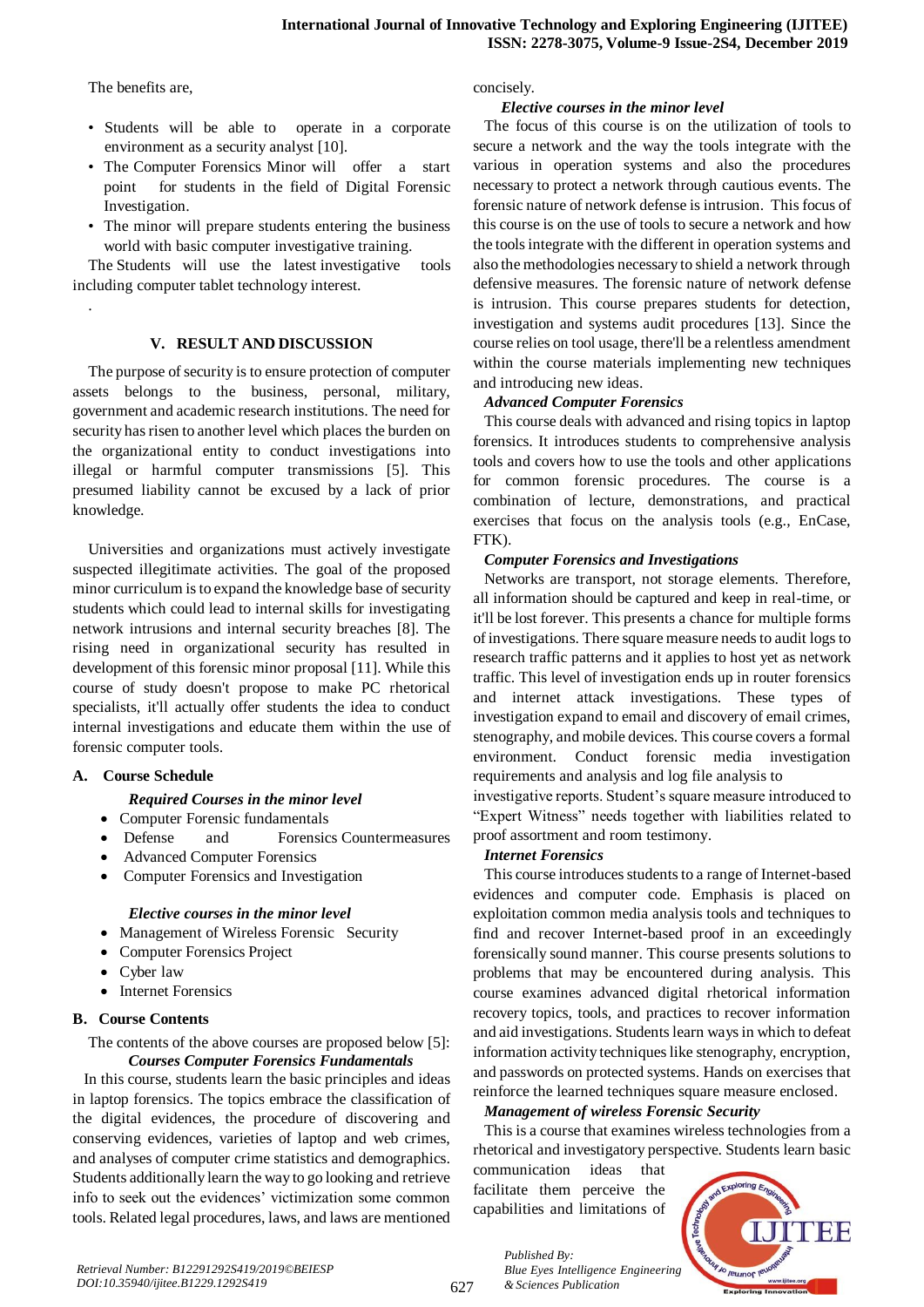The benefits are,

- Students will be able to operate in a corporate environment as a security analyst [10].
- The Computer Forensics Minor will offer a start point for students in the field of Digital Forensic Investigation.
- The minor will prepare students entering the business world with basic computer investigative training.

The Students will use the latest investigative tools including computer tablet technology interest.

.

## V. RESULT AND DISCUSSION

The purpose of security is to ensure protection of computer assets belongs to the business, personal, military, government and academic research institutions. The need for security has risen to another level which places the burden on the organizational entity to conduct investigations into illegal or harmful computer transmissions [5]. This presumed liability cannot be excused by a lack of prior knowledge.

Universities and organizations must actively investigate suspected illegitimate activities. The goal of the proposed minor curriculum is to expand the knowledge base of security students which could lead to internal skills for investigating network intrusions and internal security breaches [8]. The rising need in organizational security has resulted in development of this forensic minor proposal [11]. While this course of study doesn't propose to make PC rhetorical specialists, it'll actually offer students the idea to conduct internal investigations and educate them within the use of forensic computer tools.

### A. Course Schedule

***Required Courses in the minor level***

- Computer Forensic fundamentals
- Defense and Forensics Countermeasures
- Advanced Computer Forensics
- Computer Forensics and Investigation

***Elective courses in the minor level***

- Management of Wireless Forensic Security
- Computer Forensics Project
- Cyber law
- Internet Forensics

### B. Course Contents

The contents of the above courses are proposed below [5]:

***Courses Computer Forensics Fundamentals***

In this course, students learn the basic principles and ideas in laptop forensics. The topics embrace the classification of the digital evidences, the procedure of discovering and conserving evidences, varieties of laptop and web crimes, and analyses of computer crime statistics and demographics. Students additionally learn the way to go looking and retrieve info to seek out the evidences' victimization some common tools. Related legal procedures, laws, and laws are mentioned concisely.

***Elective courses in the minor level***

The focus of this course is on the utilization of tools to secure a network and the way the tools integrate with the various in operation systems and also the procedures necessary to protect a network through cautious events. The forensic nature of network defense is intrusion. This focus of this course is on the use of tools to secure a network and how the tools integrate with the different in operation systems and also the methodologies necessary to shield a network through defensive measures. The forensic nature of network defense is intrusion. This course prepares students for detection, investigation and systems audit procedures [13]. Since the course relies on tool usage, there'll be a relentless amendment within the course materials implementing new techniques and introducing new ideas.

***Advanced Computer Forensics***

This course deals with advanced and rising topics in laptop forensics. It introduces students to comprehensive analysis tools and covers how to use the tools and other applications for common forensic procedures. The course is a combination of lecture, demonstrations, and practical exercises that focus on the analysis tools (e.g., EnCase, FTK).

***Computer Forensics and Investigations***

Networks are transport, not storage elements. Therefore, all information should be captured and keep in real-time, or it'll be lost forever. This presents a chance for multiple forms of investigations. There square measure needs to audit logs to research traffic patterns and it applies to host yet as network traffic. This level of investigation ends up in router forensics and internet attack investigations. These types of investigation expand to email and discovery of email crimes, stenography, and mobile devices. This course covers a formal environment. Conduct forensic media investigation requirements and analysis and log file analysis to investigative reports. Student's square measure introduced to "Expert Witness" needs together with liabilities related to proof assortment and room testimony.

***Internet Forensics***

This course introduces students to a range of Internet-based evidences and computer code. Emphasis is placed on exploitation common media analysis tools and techniques to find and recover Internet-based proof in an exceedingly forensically sound manner. This course presents solutions to problems that may be encountered during analysis. This course examines advanced digital rhetorical information recovery topics, tools, and practices to recover information and aid investigations. Students learn ways in which to defeat information activity techniques like stenography, encryption, and passwords on protected systems. Hands on exercises that reinforce the learned techniques square measure enclosed.

***Management of wireless Forensic Security***

This is a course that examines wireless technologies from a rhetorical and investigatory perspective. Students learn basic communication ideas that facilitate them perceive the capabilities and limitations of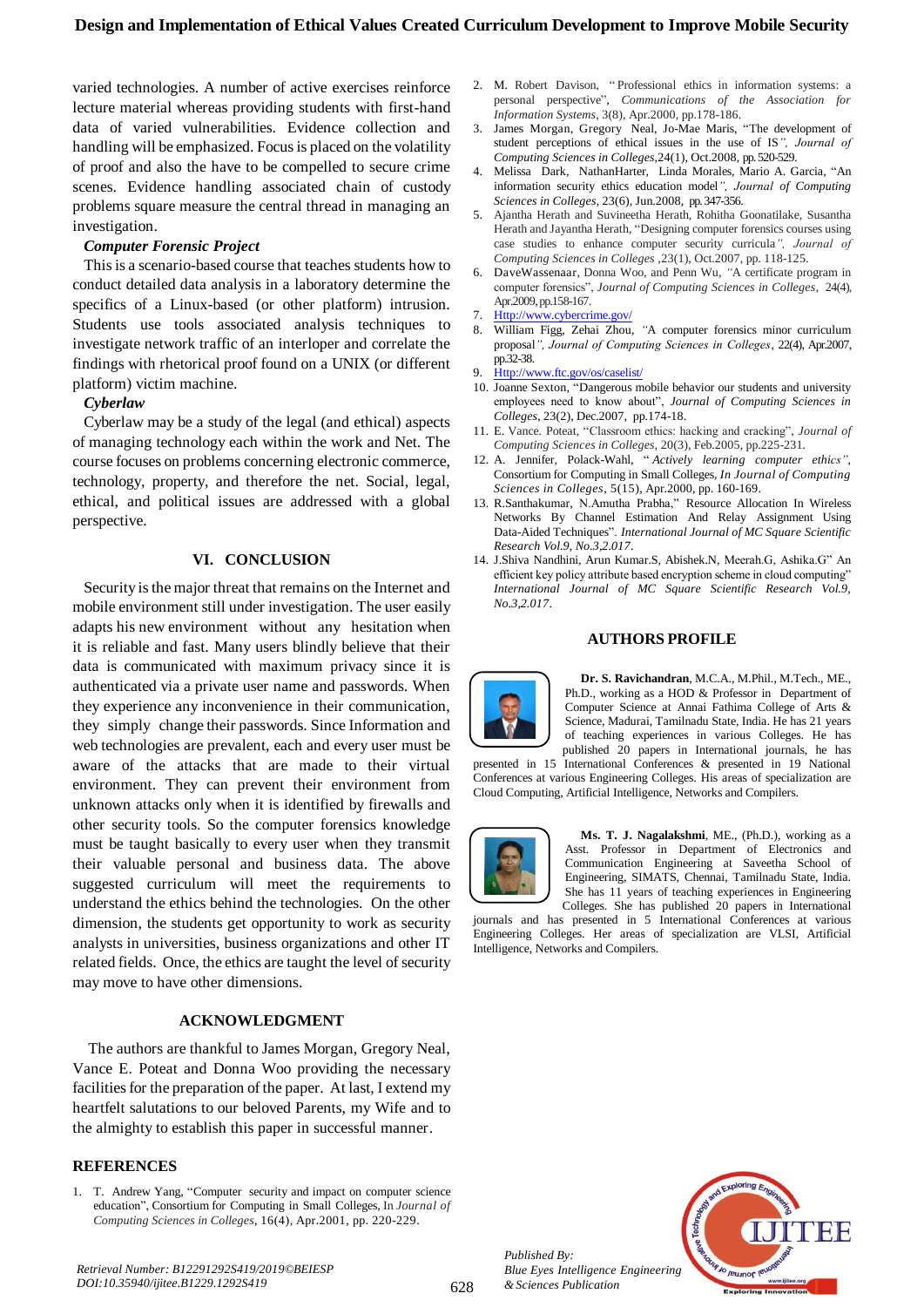varied technologies. A number of active exercises reinforce lecture material whereas providing students with first-hand data of varied vulnerabilities. Evidence collection and handling will be emphasized. Focus is placed on the volatility of proof and also the have to be compelled to secure crime scenes. Evidence handling associated chain of custody problems square measure the central thread in managing an investigation.

***Computer Forensic Project***

This is a scenario-based course that teaches students how to conduct detailed data analysis in a laboratory determine the specifics of a Linux-based (or other platform) intrusion. Students use tools associated analysis techniques to investigate network traffic of an interloper and correlate the findings with rhetorical proof found on a UNIX (or different platform) victim machine.

***Cyberlaw***

Cyberlaw may be a study of the legal (and ethical) aspects of managing technology each within the work and Net. The course focuses on problems concerning electronic commerce, technology, property, and therefore the net. Social, legal, ethical, and political issues are addressed with a global perspective.

## VI. CONCLUSION

Security is the major threat that remains on the Internet and mobile environment still under investigation. The user easily adapts his new environment without any hesitation when it is reliable and fast. Many users blindly believe that their data is communicated with maximum privacy since it is authenticated via a private user name and passwords. When they experience any inconvenience in their communication, they simply change their passwords. Since Information and web technologies are prevalent, each and every user must be aware of the attacks that are made to their virtual environment. They can prevent their environment from unknown attacks only when it is identified by firewalls and other security tools. So the computer forensics knowledge must be taught basically to every user when they transmit their valuable personal and business data. The above suggested curriculum will meet the requirements to understand the ethics behind the technologies. On the other dimension, the students get opportunity to work as security analysts in universities, business organizations and other IT related fields. Once, the ethics are taught the level of security may move to have other dimensions.

## ACKNOWLEDGMENT

The authors are thankful to James Morgan, Gregory Neal, Vance E. Poteat and Donna Woo providing the necessary facilities for the preparation of the paper. At last, I extend my heartfelt salutations to our beloved Parents, my Wife and to the almighty to establish this paper in successful manner.

## REFERENCES

1. T. Andrew Yang, "Computer security and impact on computer science education", Consortium for Computing in Small Colleges, In *Journal of Computing Sciences in Colleges*, 16(4), Apr.2001, pp. 220-229.
2. M. Robert Davison, "Professional ethics in information systems: a personal perspective", *Communications of the Association for Information Systems*, 3(8), Apr.2000, pp.178-186.
3. James Morgan, Gregory Neal, Jo-Mae Maris, "The development of student perceptions of ethical issues in the use of IS", *Journal of Computing Sciences in Colleges*, 24(1), Oct.2008, pp. 520-529.
4. Melissa Dark, NathanHarter, Linda Morales, Mario A. Garcia, "An information security ethics education model", *Journal of Computing Sciences in Colleges*, 23(6), Jun.2008, pp. 347-356.
5. Ajantha Herath and Suvineetha Herath, Rohitha Goonatilake, Susantha Herath and Jayantha Herath, "Designing computer forensics courses using case studies to enhance computer security curricula", *Journal of Computing Sciences in Colleges*, 23(1), Oct.2007, pp. 118-125.
6. DaveWassenaar, Donna Woo, and Penn Wu, "A certificate program in computer forensics", *Journal of Computing Sciences in Colleges*, 24(4), Apr.2009, pp.158-167.
7. Http://www.cybercrime.gov/
8. William Figg, Zehai Zhou, "A computer forensics minor curriculum proposal", *Journal of Computing Sciences in Colleges*, 22(4), Apr.2007, pp.32-38.
9. Http://www.ftc.gov/os/caselist/
10. Joanne Sexton, "Dangerous mobile behavior our students and university employees need to know about", *Journal of Computing Sciences in Colleges*, 23(2), Dec.2007, pp.174-18.
11. E. Vance. Poteat, "Classroom ethics: hacking and cracking", *Journal of Computing Sciences in Colleges*, 20(3), Feb.2005, pp.225-231.
12. A. Jennifer, Polack-Wahl, "*Actively learning computer ethics*", Consortium for Computing in Small Colleges, *In Journal of Computing Sciences in Colleges*, 5(15), Apr.2000, pp. 160-169.
13. R.Santhakumar, N.Amutha Prabha," Resource Allocation In Wireless Networks By Channel Estimation And Relay Assignment Using Data-Aided Techniques". *International Journal of MC Square Scientific Research Vol.9, No.3,2.017*.
14. J.Shiva Nandhini, Arun Kumar.S, Abishek.N, Meerah.G, Ashika.G" An efficient key policy attribute based encryption scheme in cloud computing" *International Journal of MC Square Scientific Research Vol.9, No.3,2.017*.

## AUTHORS PROFILE

**Dr. S. Ravichandran**, M.C.A., M.Phil., M.Tech., ME., Ph.D., working as a HOD & Professor in Department of Computer Science at Annai Fathima College of Arts & Science, Madurai, Tamilnadu State, India. He has 21 years of teaching experiences in various Colleges. He has published 20 papers in International journals, he has presented in 15 International Conferences & presented in 19 National Conferences at various Engineering Colleges. His areas of specialization are Cloud Computing, Artificial Intelligence, Networks and Compilers.

**Ms. T. J. Nagalakshmi**, ME., (Ph.D.), working as a Asst. Professor in Department of Electronics and Communication Engineering at Saveetha School of Engineering, SIMATS, Chennai, Tamilnadu State, India. She has 11 years of teaching experiences in Engineering Colleges. She has published 20 papers in International journals and has presented in 5 International Conferences at various Engineering Colleges. Her areas of specialization are VLSI, Artificial Intelligence, Networks and Compilers.